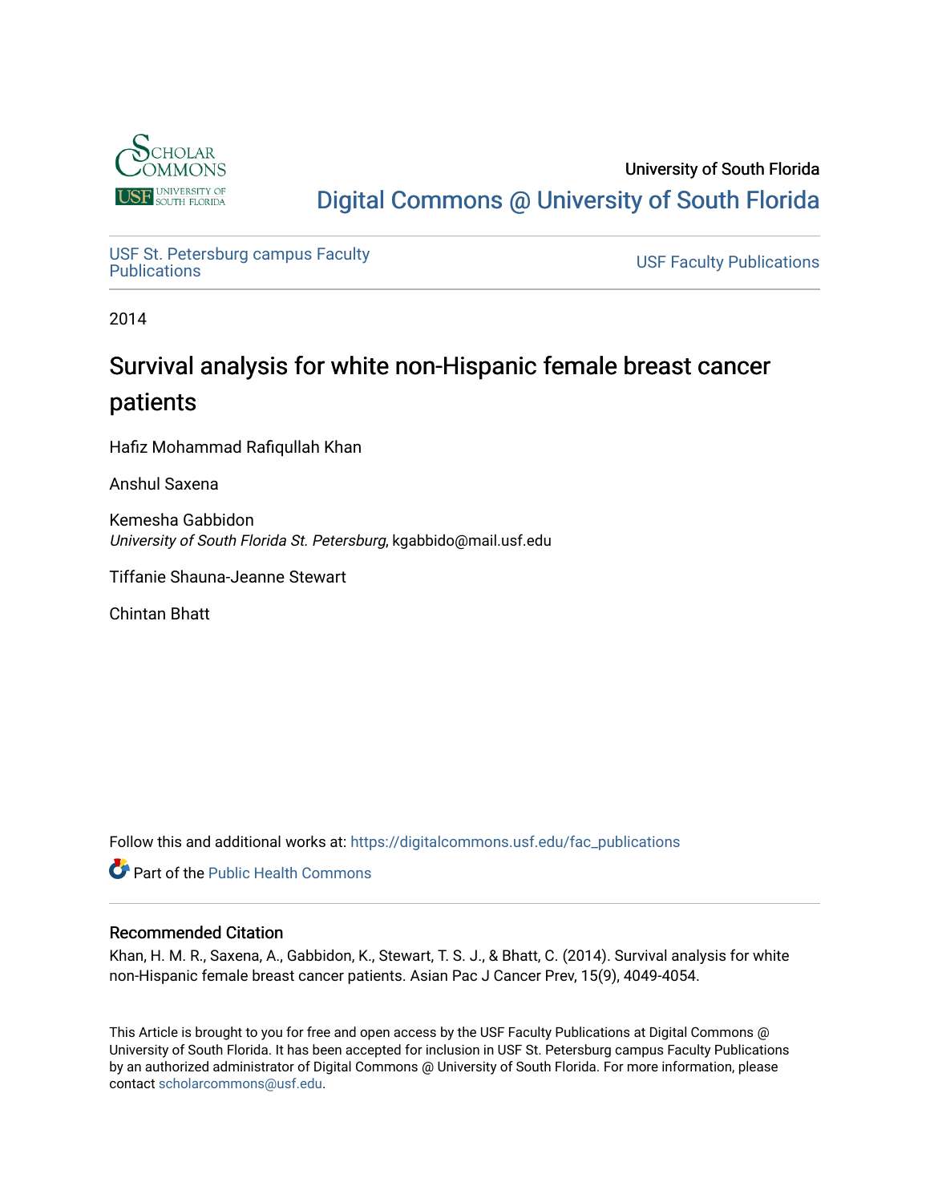University of South Florida

Digital Commons @ University of South Florida

USF St. Petersburg campus Faculty Publications

USF Faculty Publications

2014

# Survival analysis for white non-Hispanic female breast cancer patients

Hafiz Mohammad Rafiqullah Khan

Anshul Saxena

Kemesha Gabbidon
*University of South Florida St. Petersburg*, kgabbido@mail.usf.edu

Tiffanie Shauna-Jeanne Stewart

Chintan Bhatt

Follow this and additional works at: https://digitalcommons.usf.edu/fac_publications

Part of the Public Health Commons

## Recommended Citation

Khan, H. M. R., Saxena, A., Gabbidon, K., Stewart, T. S. J., & Bhatt, C. (2014). Survival analysis for white non-Hispanic female breast cancer patients. Asian Pac J Cancer Prev, 15(9), 4049-4054.

This Article is brought to you for free and open access by the USF Faculty Publications at Digital Commons @ University of South Florida. It has been accepted for inclusion in USF St. Petersburg campus Faculty Publications by an authorized administrator of Digital Commons @ University of South Florida. For more information, please contact scholarcommons@usf.edu.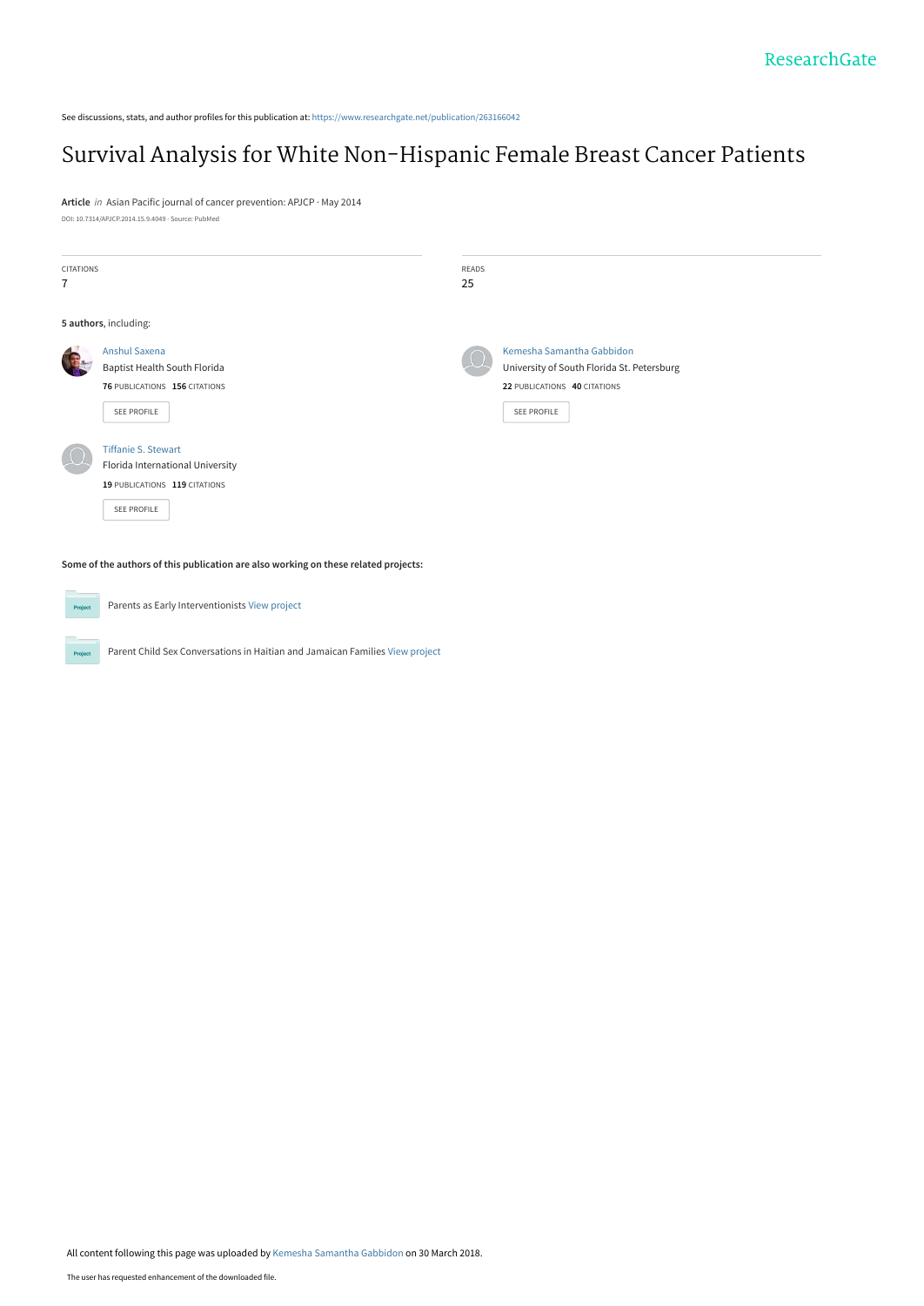See discussions, stats, and author profiles for this publication at: https://www.researchgate.net/publication/263166042

# Survival Analysis for White Non-Hispanic Female Breast Cancer Patients

**Article** *in* Asian Pacific journal of cancer prevention: APJCP · May 2014

DOI: 10.7314/APJCP.2014.15.9.4049 · Source: PubMed

| CITATIONS | READS |
|---|---|
| 7 | 25 |

**5 authors**, including:

**Anshul Saxena**
Baptist Health South Florida
**76** PUBLICATIONS **156** CITATIONS
SEE PROFILE

**Kemesha Samantha Gabbidon**
University of South Florida St. Petersburg
**22** PUBLICATIONS **40** CITATIONS
SEE PROFILE

**Tiffanie S. Stewart**
Florida International University
**19** PUBLICATIONS **119** CITATIONS
SEE PROFILE

**Some of the authors of this publication are also working on these related projects:**

Project: Parents as Early Interventionists View project

Project: Parent Child Sex Conversations in Haitian and Jamaican Families View project

All content following this page was uploaded by Kemesha Samantha Gabbidon on 30 March 2018.

The user has requested enhancement of the downloaded file.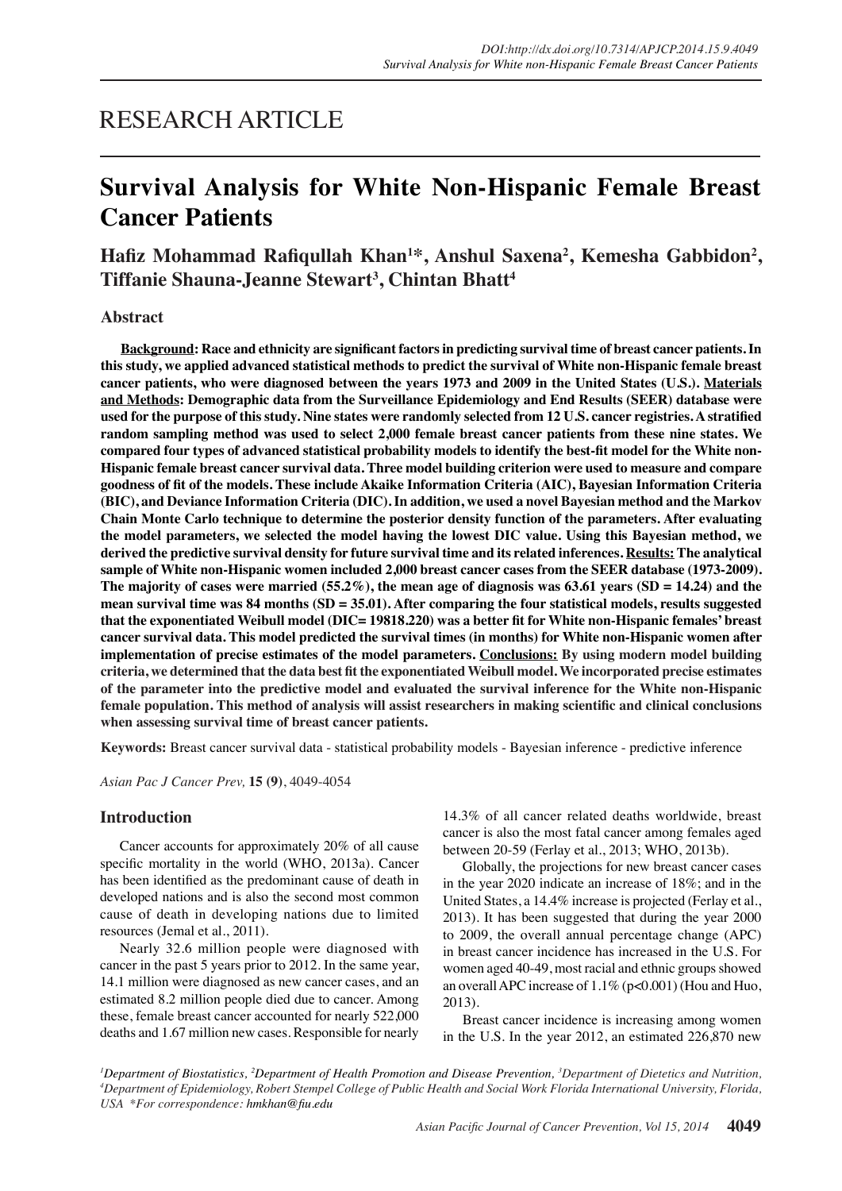# RESEARCH ARTICLE

# Survival Analysis for White Non-Hispanic Female Breast Cancer Patients

**Hafiz Mohammad Rafiqullah Khan[1]*, Anshul Saxena[2], Kemesha Gabbidon[2], Tiffanie Shauna-Jeanne Stewart[3], Chintan Bhatt[4]**

## Abstract

**Background: Race and ethnicity are significant factors in predicting survival time of breast cancer patients. In this study, we applied advanced statistical methods to predict the survival of White non-Hispanic female breast cancer patients, who were diagnosed between the years 1973 and 2009 in the United States (U.S.). Materials and Methods: Demographic data from the Surveillance Epidemiology and End Results (SEER) database were used for the purpose of this study. Nine states were randomly selected from 12 U.S. cancer registries. A stratified random sampling method was used to select 2,000 female breast cancer patients from these nine states. We compared four types of advanced statistical probability models to identify the best-fit model for the White non-Hispanic female breast cancer survival data. Three model building criterion were used to measure and compare goodness of fit of the models. These include Akaike Information Criteria (AIC), Bayesian Information Criteria (BIC), and Deviance Information Criteria (DIC). In addition, we used a novel Bayesian method and the Markov Chain Monte Carlo technique to determine the posterior density function of the parameters. After evaluating the model parameters, we selected the model having the lowest DIC value. Using this Bayesian method, we derived the predictive survival density for future survival time and its related inferences. Results: The analytical sample of White non-Hispanic women included 2,000 breast cancer cases from the SEER database (1973-2009). The majority of cases were married (55.2%), the mean age of diagnosis was 63.61 years (SD = 14.24) and the mean survival time was 84 months (SD = 35.01). After comparing the four statistical models, results suggested that the exponentiated Weibull model (DIC= 19818.220) was a better fit for White non-Hispanic females' breast cancer survival data. This model predicted the survival times (in months) for White non-Hispanic women after implementation of precise estimates of the model parameters. Conclusions: By using modern model building criteria, we determined that the data best fit the exponentiated Weibull model. We incorporated precise estimates of the parameter into the predictive model and evaluated the survival inference for the White non-Hispanic female population. This method of analysis will assist researchers in making scientific and clinical conclusions when assessing survival time of breast cancer patients.**

**Keywords:** Breast cancer survival data - statistical probability models - Bayesian inference - predictive inference

## Introduction

Cancer accounts for approximately 20% of all cause specific mortality in the world (WHO, 2013a). Cancer has been identified as the predominant cause of death in developed nations and is also the second most common cause of death in developing nations due to limited resources (Jemal et al., 2011).

Nearly 32.6 million people were diagnosed with cancer in the past 5 years prior to 2012. In the same year, 14.1 million were diagnosed as new cancer cases, and an estimated 8.2 million people died due to cancer. Among these, female breast cancer accounted for nearly 522,000 deaths and 1.67 million new cases. Responsible for nearly 14.3% of all cancer related deaths worldwide, breast cancer is also the most fatal cancer among females aged between 20-59 (Ferlay et al., 2013; WHO, 2013b).

Globally, the projections for new breast cancer cases in the year 2020 indicate an increase of 18%; and in the United States, a 14.4% increase is projected (Ferlay et al., 2013). It has been suggested that during the year 2000 to 2009, the overall annual percentage change (APC) in breast cancer incidence has increased in the U.S. For women aged 40-49, most racial and ethnic groups showed an overall APC increase of 1.1% ($p<0.001$) (Hou and Huo, 2013).

Breast cancer incidence is increasing among women in the U.S. In the year 2012, an estimated 226,870 new

[1]Department of Biostatistics, [2]Department of Health Promotion and Disease Prevention, [3]Department of Dietetics and Nutrition, [4]Department of Epidemiology, Robert Stempel College of Public Health and Social Work Florida International University, Florida, USA *For correspondence: hmkhan@fiu.edu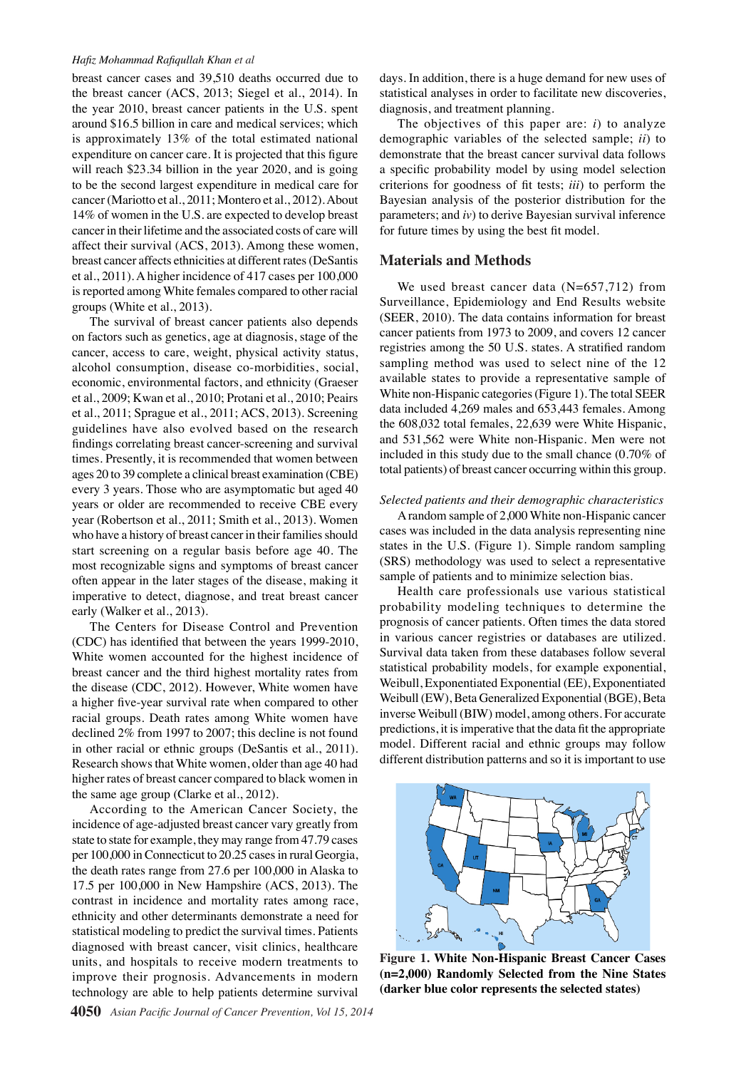breast cancer cases and 39,510 deaths occurred due to the breast cancer (ACS, 2013; Siegel et al., 2014). In the year 2010, breast cancer patients in the U.S. spent around $16.5 billion in care and medical services; which is approximately 13% of the total estimated national expenditure on cancer care. It is projected that this figure will reach $23.34 billion in the year 2020, and is going to be the second largest expenditure in medical care for cancer (Mariotto et al., 2011; Montero et al., 2012). About 14% of women in the U.S. are expected to develop breast cancer in their lifetime and the associated costs of care will affect their survival (ACS, 2013). Among these women, breast cancer affects ethnicities at different rates (DeSantis et al., 2011). A higher incidence of 417 cases per 100,000 is reported among White females compared to other racial groups (White et al., 2013).

The survival of breast cancer patients also depends on factors such as genetics, age at diagnosis, stage of the cancer, access to care, weight, physical activity status, alcohol consumption, disease co-morbidities, social, economic, environmental factors, and ethnicity (Graeser et al., 2009; Kwan et al., 2010; Protani et al., 2010; Peairs et al., 2011; Sprague et al., 2011; ACS, 2013). Screening guidelines have also evolved based on the research findings correlating breast cancer-screening and survival times. Presently, it is recommended that women between ages 20 to 39 complete a clinical breast examination (CBE) every 3 years. Those who are asymptomatic but aged 40 years or older are recommended to receive CBE every year (Robertson et al., 2011; Smith et al., 2013). Women who have a history of breast cancer in their families should start screening on a regular basis before age 40. The most recognizable signs and symptoms of breast cancer often appear in the later stages of the disease, making it imperative to detect, diagnose, and treat breast cancer early (Walker et al., 2013).

The Centers for Disease Control and Prevention (CDC) has identified that between the years 1999-2010, White women accounted for the highest incidence of breast cancer and the third highest mortality rates from the disease (CDC, 2012). However, White women have a higher five-year survival rate when compared to other racial groups. Death rates among White women have declined 2% from 1997 to 2007; this decline is not found in other racial or ethnic groups (DeSantis et al., 2011). Research shows that White women, older than age 40 had higher rates of breast cancer compared to black women in the same age group (Clarke et al., 2012).

According to the American Cancer Society, the incidence of age-adjusted breast cancer vary greatly from state to state for example, they may range from 47.79 cases per 100,000 in Connecticut to 20.25 cases in rural Georgia, the death rates range from 27.6 per 100,000 in Alaska to 17.5 per 100,000 in New Hampshire (ACS, 2013). The contrast in incidence and mortality rates among race, ethnicity and other determinants demonstrate a need for statistical modeling to predict the survival times. Patients diagnosed with breast cancer, visit clinics, healthcare units, and hospitals to receive modern treatments to improve their prognosis. Advancements in modern technology are able to help patients determine survival days. In addition, there is a huge demand for new uses of statistical analyses in order to facilitate new discoveries, diagnosis, and treatment planning.

The objectives of this paper are: *i*) to analyze demographic variables of the selected sample; *ii*) to demonstrate that the breast cancer survival data follows a specific probability model by using model selection criterions for goodness of fit tests; *iii*) to perform the Bayesian analysis of the posterior distribution for the parameters; and *iv*) to derive Bayesian survival inference for future times by using the best fit model.

## Materials and Methods

We used breast cancer data (N=657,712) from Surveillance, Epidemiology and End Results website (SEER, 2010). The data contains information for breast cancer patients from 1973 to 2009, and covers 12 cancer registries among the 50 U.S. states. A stratified random sampling method was used to select nine of the 12 available states to provide a representative sample of White non-Hispanic categories (Figure 1). The total SEER data included 4,269 males and 653,443 females. Among the 608,032 total females, 22,639 were White Hispanic, and 531,562 were White non-Hispanic. Men were not included in this study due to the small chance (0.70% of total patients) of breast cancer occurring within this group.

*Selected patients and their demographic characteristics*

A random sample of 2,000 White non-Hispanic cancer cases was included in the data analysis representing nine states in the U.S. (Figure 1). Simple random sampling (SRS) methodology was used to select a representative sample of patients and to minimize selection bias.

Health care professionals use various statistical probability modeling techniques to determine the prognosis of cancer patients. Often times the data stored in various cancer registries or databases are utilized. Survival data taken from these databases follow several statistical probability models, for example exponential, Weibull, Exponentiated Exponential (EE), Exponentiated Weibull (EW), Beta Generalized Exponential (BGE), Beta inverse Weibull (BIW) model, among others. For accurate predictions, it is imperative that the data fit the appropriate model. Different racial and ethnic groups may follow different distribution patterns and so it is important to use

**Figure 1. White Non-Hispanic Breast Cancer Cases (n=2,000) Randomly Selected from the Nine States (darker blue color represents the selected states)**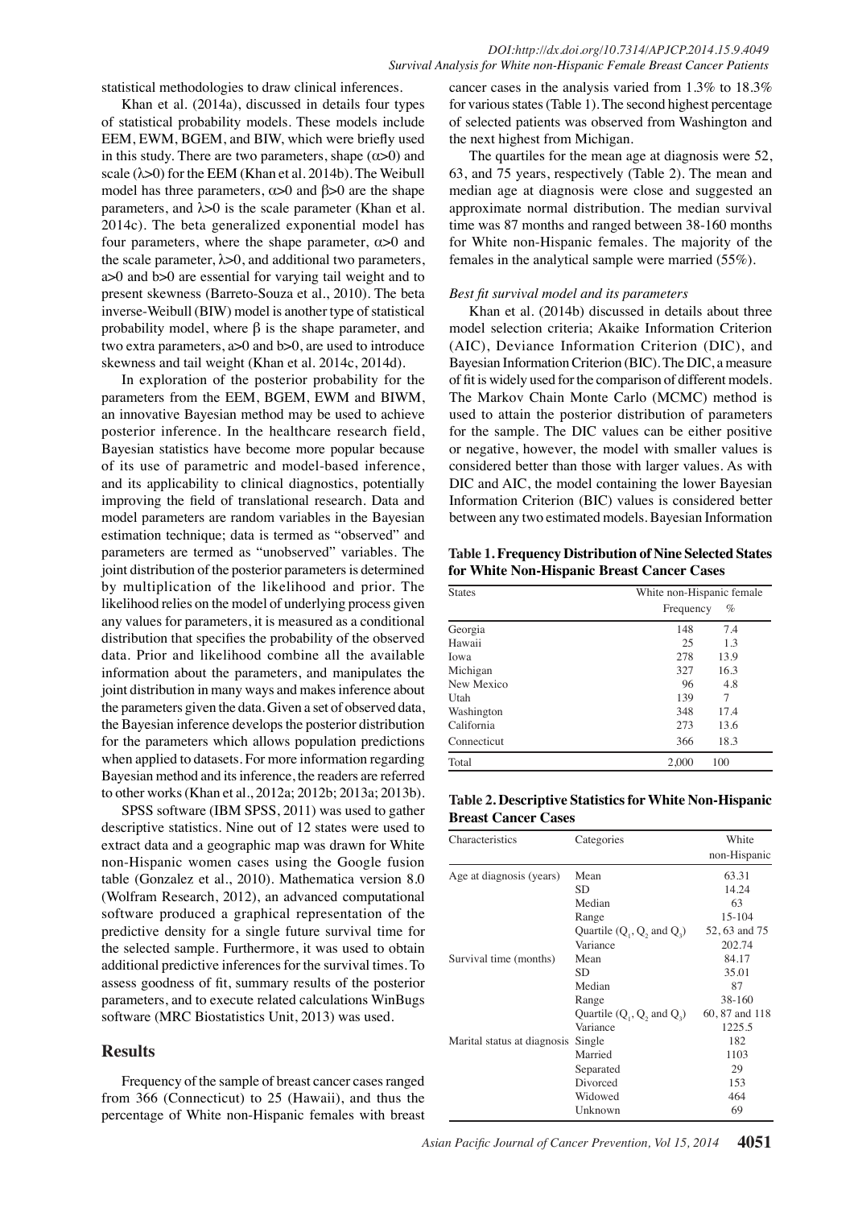statistical methodologies to draw clinical inferences.

Khan et al. (2014a), discussed in details four types of statistical probability models. These models include EEM, EWM, BGEM, and BIW, which were briefly used in this study. There are two parameters, shape ($\alpha$>0) and scale ($\lambda$>0) for the EEM (Khan et al. 2014b). The Weibull model has three parameters, $\alpha$>0 and $\beta$>0 are the shape parameters, and $\lambda$>0 is the scale parameter (Khan et al. 2014c). The beta generalized exponential model has four parameters, where the shape parameter, $\alpha$>0 and the scale parameter, $\lambda$>0, and additional two parameters, a>0 and b>0 are essential for varying tail weight and to present skewness (Barreto-Souza et al., 2010). The beta inverse-Weibull (BIW) model is another type of statistical probability model, where $\beta$ is the shape parameter, and two extra parameters, a>0 and b>0, are used to introduce skewness and tail weight (Khan et al. 2014c, 2014d).

In exploration of the posterior probability for the parameters from the EEM, BGEM, EWM and BIWM, an innovative Bayesian method may be used to achieve posterior inference. In the healthcare research field, Bayesian statistics have become more popular because of its use of parametric and model-based inference, and its applicability to clinical diagnostics, potentially improving the field of translational research. Data and model parameters are random variables in the Bayesian estimation technique; data is termed as "observed" and parameters are termed as "unobserved" variables. The joint distribution of the posterior parameters is determined by multiplication of the likelihood and prior. The likelihood relies on the model of underlying process given any values for parameters, it is measured as a conditional distribution that specifies the probability of the observed data. Prior and likelihood combine all the available information about the parameters, and manipulates the joint distribution in many ways and makes inference about the parameters given the data. Given a set of observed data, the Bayesian inference develops the posterior distribution for the parameters which allows population predictions when applied to datasets. For more information regarding Bayesian method and its inference, the readers are referred to other works (Khan et al., 2012a; 2012b; 2013a; 2013b).

SPSS software (IBM SPSS, 2011) was used to gather descriptive statistics. Nine out of 12 states were used to extract data and a geographic map was drawn for White non-Hispanic women cases using the Google fusion table (Gonzalez et al., 2010). Mathematica version 8.0 (Wolfram Research, 2012), an advanced computational software produced a graphical representation of the predictive density for a single future survival time for the selected sample. Furthermore, it was used to obtain additional predictive inferences for the survival times. To assess goodness of fit, summary results of the posterior parameters, and to execute related calculations WinBugs software (MRC Biostatistics Unit, 2013) was used.

## Results

Frequency of the sample of breast cancer cases ranged from 366 (Connecticut) to 25 (Hawaii), and thus the percentage of White non-Hispanic females with breast cancer cases in the analysis varied from 1.3% to 18.3% for various states (Table 1). The second highest percentage of selected patients was observed from Washington and the next highest from Michigan.

The quartiles for the mean age at diagnosis were 52, 63, and 75 years, respectively (Table 2). The mean and median age at diagnosis were close and suggested an approximate normal distribution. The median survival time was 87 months and ranged between 38-160 months for White non-Hispanic females. The majority of the females in the analytical sample were married (55%).

### *Best fit survival model and its parameters*

Khan et al. (2014b) discussed in details about three model selection criteria; Akaike Information Criterion (AIC), Deviance Information Criterion (DIC), and Bayesian Information Criterion (BIC). The DIC, a measure of fit is widely used for the comparison of different models. The Markov Chain Monte Carlo (MCMC) method is used to attain the posterior distribution of parameters for the sample. The DIC values can be either positive or negative, however, the model with smaller values is considered better than those with larger values. As with DIC and AIC, the model containing the lower Bayesian Information Criterion (BIC) values is considered better between any two estimated models. Bayesian Information

**Table 1. Frequency Distribution of Nine Selected States for White Non-Hispanic Breast Cancer Cases**

| States | White non-Hispanic female | |
|---|---|---|
| | Frequency | % |
| Georgia | 148 | 7.4 |
| Hawaii | 25 | 1.3 |
| Iowa | 278 | 13.9 |
| Michigan | 327 | 16.3 |
| New Mexico | 96 | 4.8 |
| Utah | 139 | 7 |
| Washington | 348 | 17.4 |
| California | 273 | 13.6 |
| Connecticut | 366 | 18.3 |
| Total | 2,000 | 100 |

**Table 2. Descriptive Statistics for White Non-Hispanic Breast Cancer Cases**

| Characteristics | Categories | White non-Hispanic |
|---|---|---|
| Age at diagnosis (years) | Mean | 63.31 |
| | SD | 14.24 |
| | Median | 63 |
| | Range | 15-104 |
| | Quartile ($Q_1$, $Q_2$ and $Q_3$) | 52, 63 and 75 |
| | Variance | 202.74 |
| Survival time (months) | Mean | 84.17 |
| | SD | 35.01 |
| | Median | 87 |
| | Range | 38-160 |
| | Quartile ($Q_1$, $Q_2$ and $Q_3$) | 60, 87 and 118 |
| | Variance | 1225.5 |
| Marital status at diagnosis | Single | 182 |
| | Married | 1103 |
| | Separated | 29 |
| | Divorced | 153 |
| | Widowed | 464 |
| | Unknown | 69 |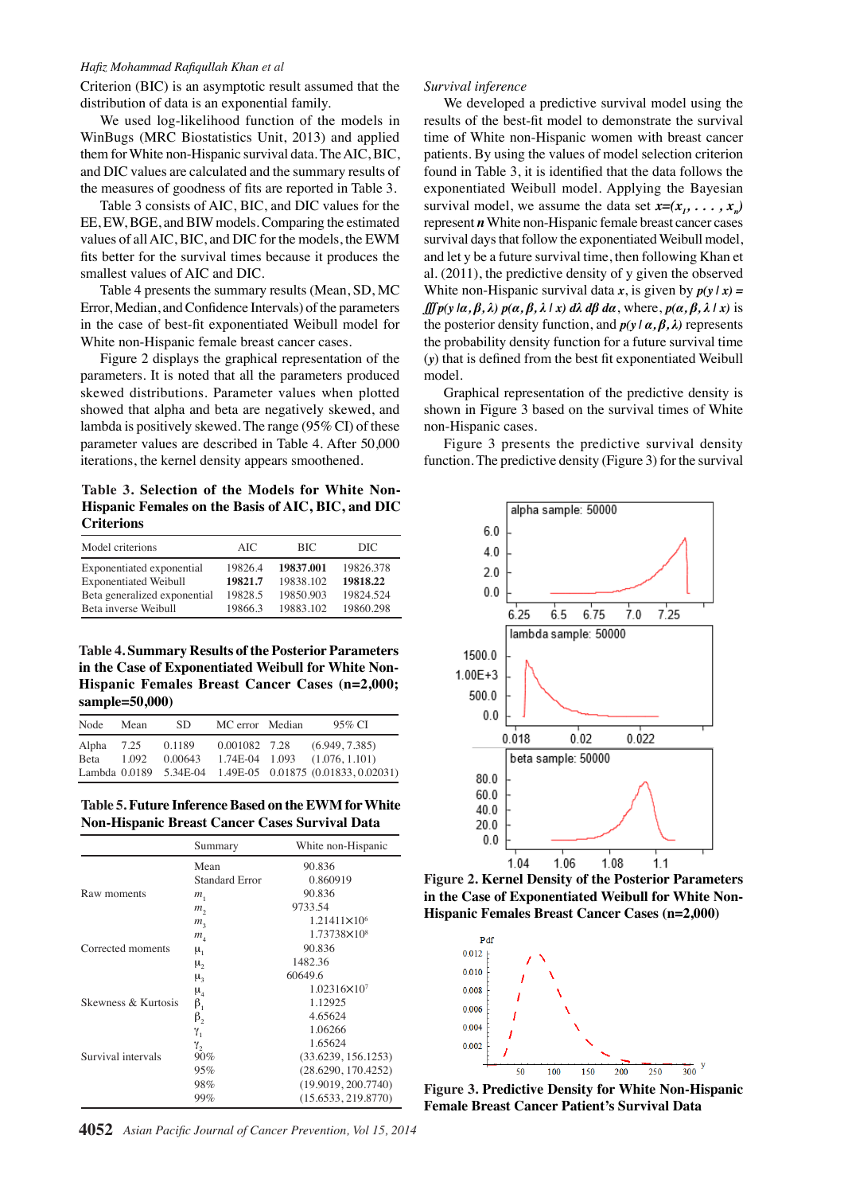Criterion (BIC) is an asymptotic result assumed that the distribution of data is an exponential family.

We used log-likelihood function of the models in WinBugs (MRC Biostatistics Unit, 2013) and applied them for White non-Hispanic survival data. The AIC, BIC, and DIC values are calculated and the summary results of the measures of goodness of fits are reported in Table 3.

Table 3 consists of AIC, BIC, and DIC values for the EE, EW, BGE, and BIW models. Comparing the estimated values of all AIC, BIC, and DIC for the models, the EWM fits better for the survival times because it produces the smallest values of AIC and DIC.

Table 4 presents the summary results (Mean, SD, MC Error, Median, and Confidence Intervals) of the parameters in the case of best-fit exponentiated Weibull model for White non-Hispanic female breast cancer cases.

Figure 2 displays the graphical representation of the parameters. It is noted that all the parameters produced skewed distributions. Parameter values when plotted showed that alpha and beta are negatively skewed, and lambda is positively skewed. The range (95% CI) of these parameter values are described in Table 4. After 50,000 iterations, the kernel density appears smoothened.

**Table 3. Selection of the Models for White Non-Hispanic Females on the Basis of AIC, BIC, and DIC Criterions**

| Model criterions | AIC | BIC | DIC |
|---|---|---|---|
| Exponentiated exponential | 19826.4 | **19837.001** | 19826.378 |
| Exponentiated Weibull | **19821.7** | 19838.102 | **19818.22** |
| Beta generalized exponential | 19828.5 | 19850.903 | 19824.524 |
| Beta inverse Weibull | 19866.3 | 19883.102 | 19860.298 |

**Table 4. Summary Results of the Posterior Parameters in the Case of Exponentiated Weibull for White Non-Hispanic Females Breast Cancer Cases (n=2,000; sample=50,000)**

| Node | Mean | SD | MC error | Median | 95% CI |
|---|---|---|---|---|---|
| Alpha | 7.25 | 0.1189 | 0.001082 | 7.28 | (6.949, 7.385) |
| Beta | 1.092 | 0.00643 | 1.74E-04 | 1.093 | (1.076, 1.101) |
| Lambda | 0.0189 | 5.34E-04 | 1.49E-05 | 0.01875 | (0.01833, 0.02031) |

**Table 5. Future Inference Based on the EWM for White Non-Hispanic Breast Cancer Cases Survival Data**

| | Summary | White non-Hispanic |
|---|---|---|
| | Mean | 90.836 |
| | Standard Error | 0.860919 |
| Raw moments | $m_1$ | 90.836 |
| | $m_2$ | 9733.54 |
| | $m_3$ | $1.21411\times10^6$ |
| | $m_4$ | $1.73738\times10^8$ |
| Corrected moments | $\mu_1$ | 90.836 |
| | $\mu_2$ | 1482.36 |
| | $\mu_3$ | 60649.6 |
| | $\mu_4$ | $1.02316\times10^7$ |
| Skewness & Kurtosis | $\beta_1$ | 1.12925 |
| | $\beta_2$ | 4.65624 |
| | $\gamma_1$ | 1.06266 |
| | $\gamma_2$ | 1.65624 |
| Survival intervals | 90% | (33.6239, 156.1253) |
| | 95% | (28.6290, 170.4252) |
| | 98% | (19.9019, 200.7740) |
| | 99% | (15.6533, 219.8770) |

*Survival inference*

We developed a predictive survival model using the results of the best-fit model to demonstrate the survival time of White non-Hispanic women with breast cancer patients. By using the values of model selection criterion found in Table 3, it is identified that the data follows the exponentiated Weibull model. Applying the Bayesian survival model, we assume the data set $x=(x_1, \ldots, x_n)$ represent $n$ White non-Hispanic female breast cancer cases survival days that follow the exponentiated Weibull model, and let y be a future survival time, then following Khan et al. (2011), the predictive density of y given the observed White non-Hispanic survival data $x$, is given by $p(y\,|\,x) = \iiint p(y\,|\alpha,\beta,\lambda)\; p(\alpha,\beta,\lambda\,|\,x)\; d\lambda\; d\beta\; d\alpha$, where, $p(\alpha,\beta,\lambda\,|\,x)$ is the posterior density function, and $p(y\,|\,\alpha,\beta,\lambda)$ represents the probability density function for a future survival time ($y$) that is defined from the best fit exponentiated Weibull model.

Graphical representation of the predictive density is shown in Figure 3 based on the survival times of White non-Hispanic cases.

Figure 3 presents the predictive survival density function. The predictive density (Figure 3) for the survival

**Figure 2. Kernel Density of the Posterior Parameters in the Case of Exponentiated Weibull for White Non-Hispanic Females Breast Cancer Cases (n=2,000)**

**Figure 3. Predictive Density for White Non-Hispanic Female Breast Cancer Patient's Survival Data**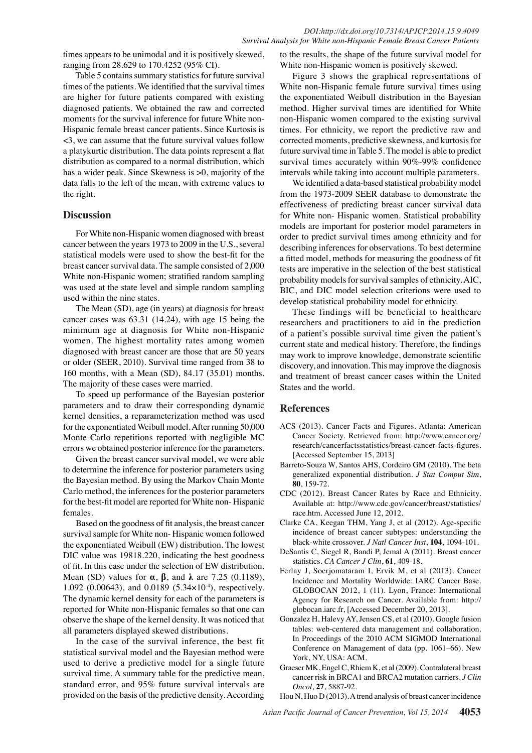times appears to be unimodal and it is positively skewed, ranging from 28.629 to 170.4252 (95% CI).

Table 5 contains summary statistics for future survival times of the patients. We identified that the survival times are higher for future patients compared with existing diagnosed patients. We obtained the raw and corrected moments for the survival inference for future White non-Hispanic female breast cancer patients. Since Kurtosis is <3, we can assume that the future survival values follow a platykurtic distribution. The data points represent a flat distribution as compared to a normal distribution, which has a wider peak. Since Skewness is >0, majority of the data falls to the left of the mean, with extreme values to the right.

## Discussion

For White non-Hispanic women diagnosed with breast cancer between the years 1973 to 2009 in the U.S., several statistical models were used to show the best-fit for the breast cancer survival data. The sample consisted of 2,000 White non-Hispanic women; stratified random sampling was used at the state level and simple random sampling used within the nine states.

The Mean (SD), age (in years) at diagnosis for breast cancer cases was 63.31 (14.24), with age 15 being the minimum age at diagnosis for White non-Hispanic women. The highest mortality rates among women diagnosed with breast cancer are those that are 50 years or older (SEER, 2010). Survival time ranged from 38 to 160 months, with a Mean (SD), 84.17 (35.01) months. The majority of these cases were married.

To speed up performance of the Bayesian posterior parameters and to draw their corresponding dynamic kernel densities, a reparameterization method was used for the exponentiated Weibull model. After running 50,000 Monte Carlo repetitions reported with negligible MC errors we obtained posterior inference for the parameters.

Given the breast cancer survival model, we were able to determine the inference for posterior parameters using the Bayesian method. By using the Markov Chain Monte Carlo method, the inferences for the posterior parameters for the best-fit model are reported for White non- Hispanic females.

Based on the goodness of fit analysis, the breast cancer survival sample for White non- Hispanic women followed the exponentiated Weibull (EW) distribution. The lowest DIC value was 19818.220, indicating the best goodness of fit. In this case under the selection of EW distribution, Mean (SD) values for $\boldsymbol{\alpha}$, $\boldsymbol{\beta}$, and $\boldsymbol{\lambda}$ are 7.25 (0.1189), 1.092 (0.00643), and 0.0189 ($5.34\times10^{-4}$), respectively. The dynamic kernel density for each of the parameters is reported for White non-Hispanic females so that one can observe the shape of the kernel density. It was noticed that all parameters displayed skewed distributions.

In the case of the survival inference, the best fit statistical survival model and the Bayesian method were used to derive a predictive model for a single future survival time. A summary table for the predictive mean, standard error, and 95% future survival intervals are provided on the basis of the predictive density. According to the results, the shape of the future survival model for White non-Hispanic women is positively skewed.

Figure 3 shows the graphical representations of White non-Hispanic female future survival times using the exponentiated Weibull distribution in the Bayesian method. Higher survival times are identified for White non-Hispanic women compared to the existing survival times. For ethnicity, we report the predictive raw and corrected moments, predictive skewness, and kurtosis for future survival time in Table 5. The model is able to predict survival times accurately within 90%-99% confidence intervals while taking into account multiple parameters.

We identified a data-based statistical probability model from the 1973-2009 SEER database to demonstrate the effectiveness of predicting breast cancer survival data for White non- Hispanic women. Statistical probability models are important for posterior model parameters in order to predict survival times among ethnicity and for describing inferences for observations. To best determine a fitted model, methods for measuring the goodness of fit tests are imperative in the selection of the best statistical probability models for survival samples of ethnicity. AIC, BIC, and DIC model selection criterions were used to develop statistical probability model for ethnicity.

These findings will be beneficial to healthcare researchers and practitioners to aid in the prediction of a patient's possible survival time given the patient's current state and medical history. Therefore, the findings may work to improve knowledge, demonstrate scientific discovery, and innovation. This may improve the diagnosis and treatment of breast cancer cases within the United States and the world.

## References

ACS (2013). Cancer Facts and Figures. Atlanta: American Cancer Society. Retrieved from: http://www.cancer.org/research/cancerfactsstatistics/breast-cancer-facts-figures. [Accessed September 15, 2013]

Barreto-Souza W, Santos AHS, Cordeiro GM (2010). The beta generalized exponential distribution. *J Stat Comput Sim*, **80**, 159-72.

CDC (2012). Breast Cancer Rates by Race and Ethnicity. Available at: http://www.cdc.gov/cancer/breast/statistics/race.htm. Accessed June 12, 2012.

Clarke CA, Keegan THM, Yang J, et al (2012). Age-specific incidence of breast cancer subtypes: understanding the black-white crossover. *J Natl Cancer Inst*, **104**, 1094-101.

DeSantis C, Siegel R, Bandi P, Jemal A (2011). Breast cancer statistics. *CA Cancer J Clin*, **61**, 409-18.

Ferlay J, Soerjomataram I, Ervik M, et al (2013). Cancer Incidence and Mortality Worldwide: IARC Cancer Base. GLOBOCAN 2012, 1 (11). Lyon, France: International Agency for Research on Cancer. Available from: http://globocan.iarc.fr, [Accessed December 20, 2013].

Gonzalez H, Halevy AY, Jensen CS, et al (2010). Google fusion tables: web-centered data management and collaboration. In Proceedings of the 2010 ACM SIGMOD International Conference on Management of data (pp. 1061–66). New York, NY, USA: ACM.

Graeser MK, Engel C, Rhiem K, et al (2009). Contralateral breast cancer risk in BRCA1 and BRCA2 mutation carriers. *J Clin Oncol*, **27**, 5887-92.

Hou N, Huo D (2013). A trend analysis of breast cancer incidence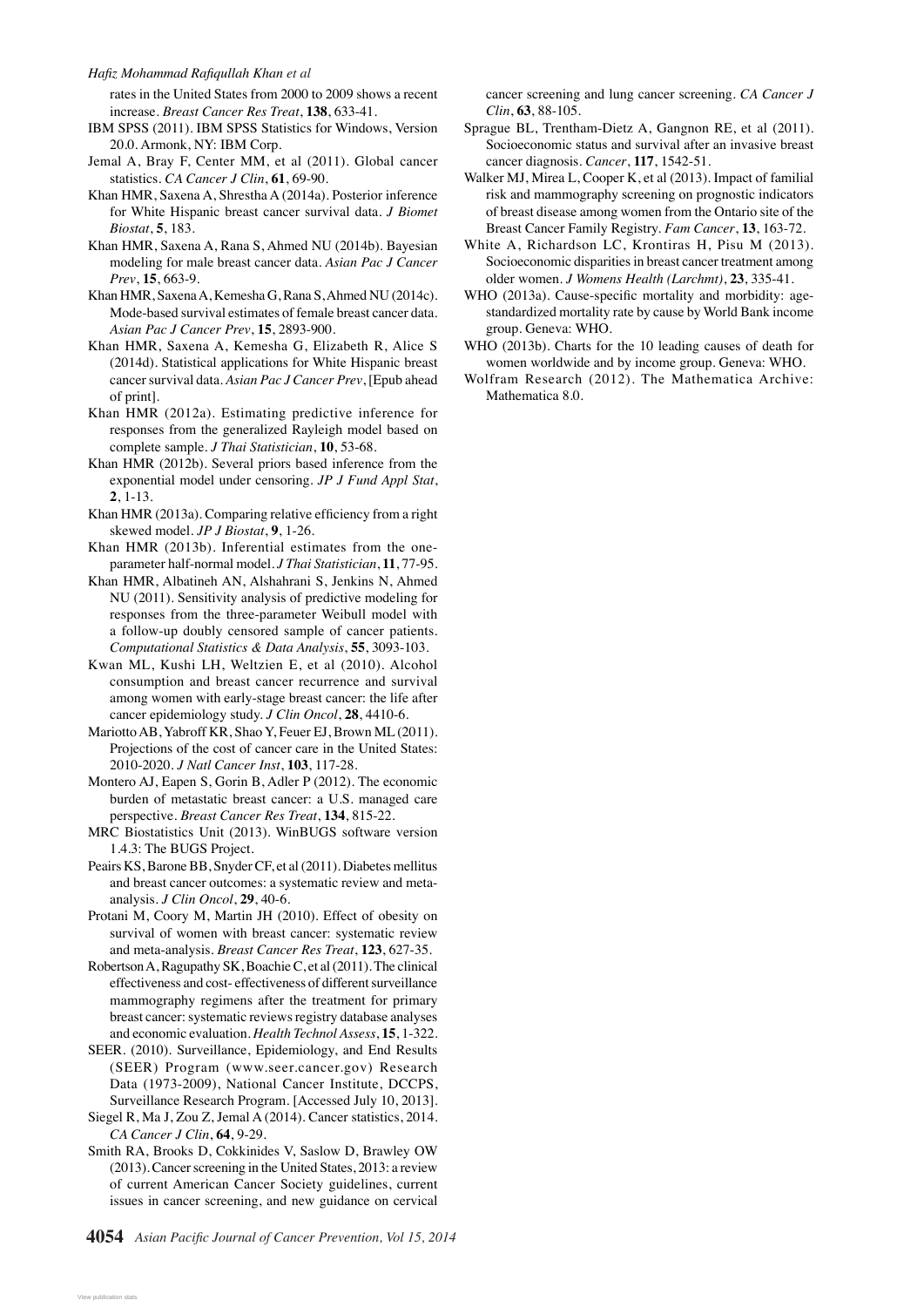rates in the United States from 2000 to 2009 shows a recent increase. *Breast Cancer Res Treat*, **138**, 633-41.

IBM SPSS (2011). IBM SPSS Statistics for Windows, Version 20.0. Armonk, NY: IBM Corp.

Jemal A, Bray F, Center MM, et al (2011). Global cancer statistics. *CA Cancer J Clin*, **61**, 69-90.

Khan HMR, Saxena A, Shrestha A (2014a). Posterior inference for White Hispanic breast cancer survival data. *J Biomet Biostat*, **5**, 183.

Khan HMR, Saxena A, Rana S, Ahmed NU (2014b). Bayesian modeling for male breast cancer data. *Asian Pac J Cancer Prev*, **15**, 663-9.

Khan HMR, Saxena A, Kemesha G, Rana S, Ahmed NU (2014c). Mode-based survival estimates of female breast cancer data. *Asian Pac J Cancer Prev*, **15**, 2893-900.

Khan HMR, Saxena A, Kemesha G, Elizabeth R, Alice S (2014d). Statistical applications for White Hispanic breast cancer survival data. *Asian Pac J Cancer Prev*, [Epub ahead of print].

Khan HMR (2012a). Estimating predictive inference for responses from the generalized Rayleigh model based on complete sample. *J Thai Statistician*, **10**, 53-68.

Khan HMR (2012b). Several priors based inference from the exponential model under censoring. *JP J Fund Appl Stat*, **2**, 1-13.

Khan HMR (2013a). Comparing relative efficiency from a right skewed model. *JP J Biostat*, **9**, 1-26.

Khan HMR (2013b). Inferential estimates from the one-parameter half-normal model. *J Thai Statistician*, **11**, 77-95.

Khan HMR, Albatineh AN, Alshahrani S, Jenkins N, Ahmed NU (2011). Sensitivity analysis of predictive modeling for responses from the three-parameter Weibull model with a follow-up doubly censored sample of cancer patients. *Computational Statistics & Data Analysis*, **55**, 3093-103.

Kwan ML, Kushi LH, Weltzien E, et al (2010). Alcohol consumption and breast cancer recurrence and survival among women with early-stage breast cancer: the life after cancer epidemiology study. *J Clin Oncol*, **28**, 4410-6.

Mariotto AB, Yabroff KR, Shao Y, Feuer EJ, Brown ML (2011). Projections of the cost of cancer care in the United States: 2010-2020. *J Natl Cancer Inst*, **103**, 117-28.

Montero AJ, Eapen S, Gorin B, Adler P (2012). The economic burden of metastatic breast cancer: a U.S. managed care perspective. *Breast Cancer Res Treat*, **134**, 815-22.

MRC Biostatistics Unit (2013). WinBUGS software version 1.4.3: The BUGS Project.

Peairs KS, Barone BB, Snyder CF, et al (2011). Diabetes mellitus and breast cancer outcomes: a systematic review and meta-analysis. *J Clin Oncol*, **29**, 40-6.

Protani M, Coory M, Martin JH (2010). Effect of obesity on survival of women with breast cancer: systematic review and meta-analysis. *Breast Cancer Res Treat*, **123**, 627-35.

Robertson A, Ragupathy SK, Boachie C, et al (2011). The clinical effectiveness and cost- effectiveness of different surveillance mammography regimens after the treatment for primary breast cancer: systematic reviews registry database analyses and economic evaluation. *Health Technol Assess*, **15**, 1-322.

SEER. (2010). Surveillance, Epidemiology, and End Results (SEER) Program (www.seer.cancer.gov) Research Data (1973-2009), National Cancer Institute, DCCPS, Surveillance Research Program. [Accessed July 10, 2013].

Siegel R, Ma J, Zou Z, Jemal A (2014). Cancer statistics, 2014. *CA Cancer J Clin*, **64**, 9-29.

Smith RA, Brooks D, Cokkinides V, Saslow D, Brawley OW (2013). Cancer screening in the United States, 2013: a review of current American Cancer Society guidelines, current issues in cancer screening, and new guidance on cervical cancer screening and lung cancer screening. *CA Cancer J Clin*, **63**, 88-105.

Sprague BL, Trentham-Dietz A, Gangnon RE, et al (2011). Socioeconomic status and survival after an invasive breast cancer diagnosis. *Cancer*, **117**, 1542-51.

Walker MJ, Mirea L, Cooper K, et al (2013). Impact of familial risk and mammography screening on prognostic indicators of breast disease among women from the Ontario site of the Breast Cancer Family Registry. *Fam Cancer*, **13**, 163-72.

White A, Richardson LC, Krontiras H, Pisu M (2013). Socioeconomic disparities in breast cancer treatment among older women. *J Womens Health (Larchmt)*, **23**, 335-41.

WHO (2013a). Cause-specific mortality and morbidity: age-standardized mortality rate by cause by World Bank income group. Geneva: WHO.

WHO (2013b). Charts for the 10 leading causes of death for women worldwide and by income group. Geneva: WHO.

Wolfram Research (2012). The Mathematica Archive: Mathematica 8.0.